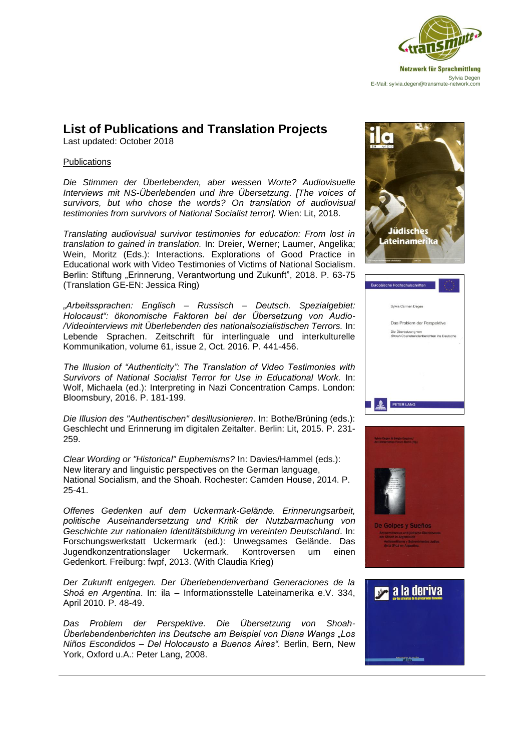Netzwerk für Sprachmittlung
Sylvia Degen
E-Mail: sylvia.degen@transmute-network.com

# List of Publications and Translation Projects

Last updated: October 2018

## Publications

*Die Stimmen der Überlebenden, aber wessen Worte? Audiovisuelle Interviews mit NS-Überlebenden und ihre Übersetzung*. *[The voices of survivors, but who chose the words? On translation of audiovisual testimonies from survivors of National Socialist terror].* Wien: Lit, 2018.

*Translating audiovisual survivor testimonies for education: From lost in translation to gained in translation.* In: Dreier, Werner; Laumer, Angelika; Wein, Moritz (Eds.): Interactions. Explorations of Good Practice in Educational work with Video Testimonies of Victims of National Socialism. Berlin: Stiftung „Erinnerung, Verantwortung und Zukunft", 2018. P. 63-75 (Translation GE-EN: Jessica Ring)

*„Arbeitssprachen: Englisch – Russisch – Deutsch. Spezialgebiet: Holocaust": ökonomische Faktoren bei der Übersetzung von Audio-/Videointerviews mit Überlebenden des nationalsozialistischen Terrors.* In: Lebende Sprachen. Zeitschrift für interlinguale und interkulturelle Kommunikation, volume 61, issue 2, Oct. 2016. P. 441-456.

*The Illusion of "Authenticity": The Translation of Video Testimonies with Survivors of National Socialist Terror for Use in Educational Work.* In: Wolf, Michaela (ed.): Interpreting in Nazi Concentration Camps. London: Bloomsbury, 2016. P. 181-199.

*Die Illusion des "Authentischen" desillusionieren*. In: Bothe/Brüning (eds.): Geschlecht und Erinnerung im digitalen Zeitalter. Berlin: Lit, 2015. P. 231-259.

*Clear Wording or "Historical" Euphemisms?* In: Davies/Hammel (eds.): New literary and linguistic perspectives on the German language, National Socialism, and the Shoah. Rochester: Camden House, 2014. P. 25-41.

*Offenes Gedenken auf dem Uckermark-Gelände. Erinnerungsarbeit, politische Auseinandersetzung und Kritik der Nutzbarmachung von Geschichte zur nationalen Identitätsbildung im vereinten Deutschland*. In: Forschungswerkstatt Uckermark (ed.): Unwegsames Gelände. Das Jugendkonzentrationslager Uckermark. Kontroversen um einen Gedenkort. Freiburg: fwpf, 2013. (With Claudia Krieg)

*Der Zukunft entgegen. Der Überlebendenverband Generaciones de la Shoá en Argentina*. In: ila – Informationsstelle Lateinamerika e.V. 334, April 2010. P. 48-49.

*Das Problem der Perspektive. Die Übersetzung von Shoah-Überlebendenberichten ins Deutsche am Beispiel von Diana Wangs „Los Niños Escondidos – Del Holocausto a Buenos Aires".* Berlin, Bern, New York, Oxford u.A.: Peter Lang, 2008.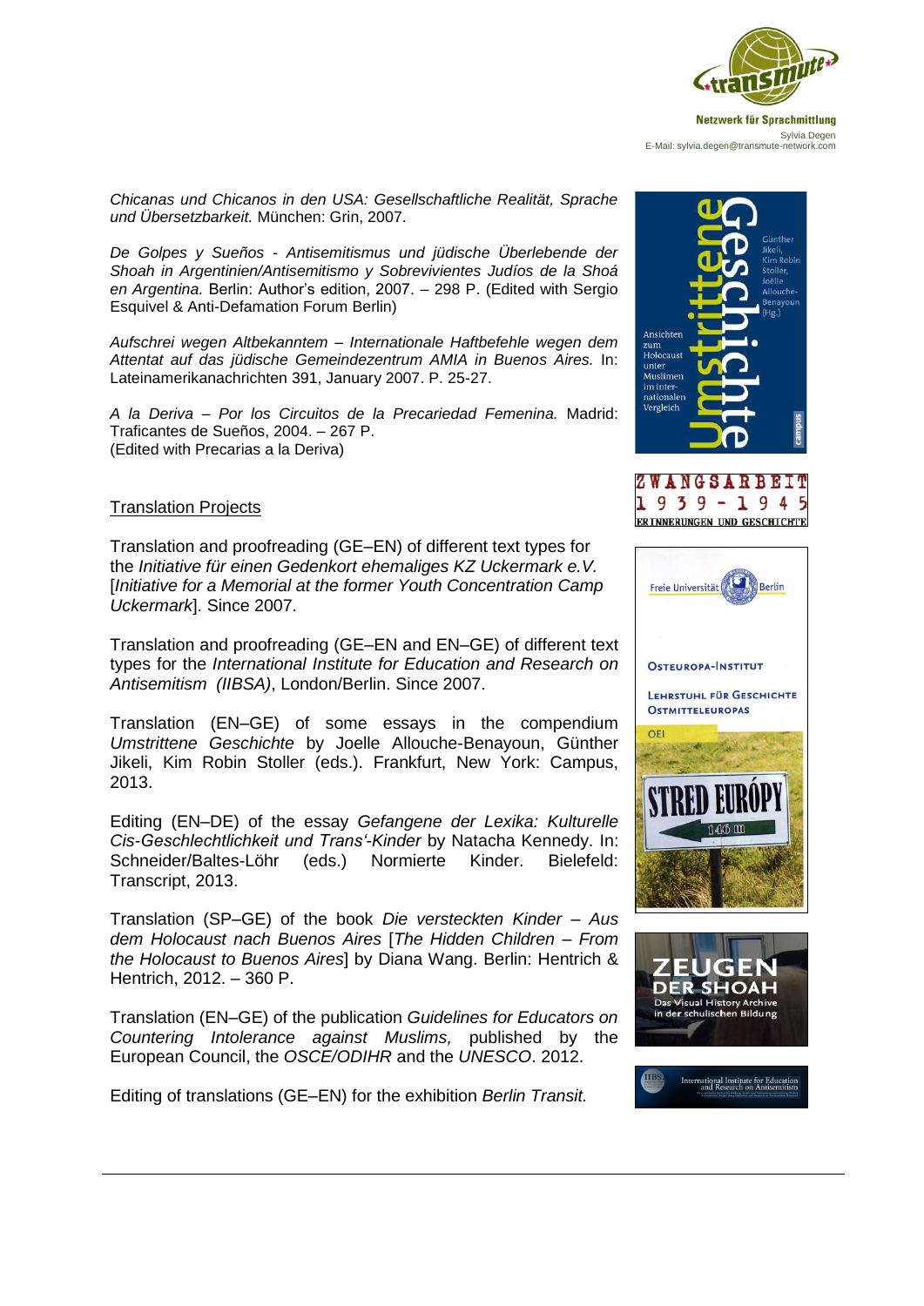*Chicanas und Chicanos in den USA: Gesellschaftliche Realität, Sprache und Übersetzbarkeit.* München: Grin, 2007.

*De Golpes y Sueños - Antisemitismus und jüdische Überlebende der Shoah in Argentinien/Antisemitismo y Sobrevivientes Judíos de la Shoá en Argentina.* Berlin: Author's edition, 2007. – 298 P. (Edited with Sergio Esquivel & Anti-Defamation Forum Berlin)

*Aufschrei wegen Altbekanntem – Internationale Haftbefehle wegen dem Attentat auf das jüdische Gemeindezentrum AMIA in Buenos Aires.* In: Lateinamerikanachrichten 391, January 2007. P. 25-27.

*A la Deriva – Por los Circuitos de la Precariedad Femenina.* Madrid: Traficantes de Sueños, 2004. – 267 P.
(Edited with Precarias a la Deriva)

## Translation Projects

Translation and proofreading (GE–EN) of different text types for the *Initiative für einen Gedenkort ehemaliges KZ Uckermark e.V.* [*Initiative for a Memorial at the former Youth Concentration Camp Uckermark*]. Since 2007.

Translation and proofreading (GE–EN and EN–GE) of different text types for the *International Institute for Education and Research on Antisemitism (IIBSA)*, London/Berlin. Since 2007.

Translation (EN–GE) of some essays in the compendium *Umstrittene Geschichte* by Joelle Allouche-Benayoun, Günther Jikeli, Kim Robin Stoller (eds.). Frankfurt, New York: Campus, 2013.

Editing (EN–DE) of the essay *Gefangene der Lexika: Kulturelle Cis-Geschlechtlichkeit und Trans'-Kinder* by Natacha Kennedy. In: Schneider/Baltes-Löhr (eds.) Normierte Kinder. Bielefeld: Transcript, 2013.

Translation (SP–GE) of the book *Die versteckten Kinder – Aus dem Holocaust nach Buenos Aires* [*The Hidden Children – From the Holocaust to Buenos Aires*] by Diana Wang. Berlin: Hentrich & Hentrich, 2012. – 360 P.

Translation (EN–GE) of the publication *Guidelines for Educators on Countering Intolerance against Muslims,* published by the European Council, the *OSCE/ODIHR* and the *UNESCO*. 2012.

Editing of translations (GE–EN) for the exhibition *Berlin Transit.*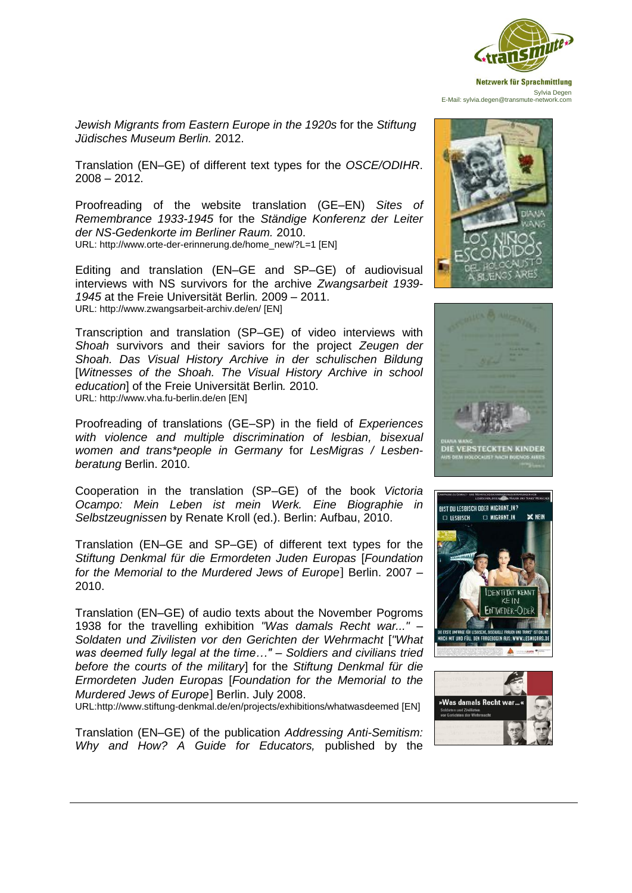*Jewish Migrants from Eastern Europe in the 1920s* for the *Stiftung Jüdisches Museum Berlin.* 2012.

Translation (EN–GE) of different text types for the *OSCE/ODIHR*. 2008 – 2012.

Proofreading of the website translation (GE–EN) *Sites of Remembrance 1933-1945* for the *Ständige Konferenz der Leiter der NS-Gedenkorte im Berliner Raum.* 2010.
URL: http://www.orte-der-erinnerung.de/home_new/?L=1 [EN]

Editing and translation (EN–GE and SP–GE) of audiovisual interviews with NS survivors for the archive *Zwangsarbeit 1939-1945* at the Freie Universität Berlin*.* 2009 – 2011.
URL: http://www.zwangsarbeit-archiv.de/en/ [EN]

Transcription and translation (SP–GE) of video interviews with *Shoah* survivors and their saviors for the project *Zeugen der Shoah. Das Visual History Archive in der schulischen Bildung* [*Witnesses of the Shoah. The Visual History Archive in school education*] of the Freie Universität Berlin*.* 2010.
URL: http://www.vha.fu-berlin.de/en [EN]

Proofreading of translations (GE–SP) in the field of *Experiences with violence and multiple discrimination of lesbian, bisexual women and trans*people in Germany* for *LesMigras / Lesbenberatung* Berlin. 2010.

Cooperation in the translation (SP–GE) of the book *Victoria Ocampo: Mein Leben ist mein Werk. Eine Biographie in Selbstzeugnissen* by Renate Kroll (ed.). Berlin: Aufbau, 2010.

Translation (EN–GE and SP–GE) of different text types for the *Stiftung Denkmal für die Ermordeten Juden Europas* [*Foundation for the Memorial to the Murdered Jews of Europe*] Berlin. 2007 – 2010.

Translation (EN–GE) of audio texts about the November Pogroms 1938 for the travelling exhibition *"Was damals Recht war..." – Soldaten und Zivilisten vor den Gerichten der Wehrmacht* [*"What was deemed fully legal at the time…" – Soldiers and civilians tried before the courts of the military*] for the *Stiftung Denkmal für die Ermordeten Juden Europas* [*Foundation for the Memorial to the Murdered Jews of Europe*] Berlin. July 2008.
URL:http://www.stiftung-denkmal.de/en/projects/exhibitions/whatwasdeemed [EN]

Translation (EN–GE) of the publication *Addressing Anti-Semitism: Why and How? A Guide for Educators,* published by the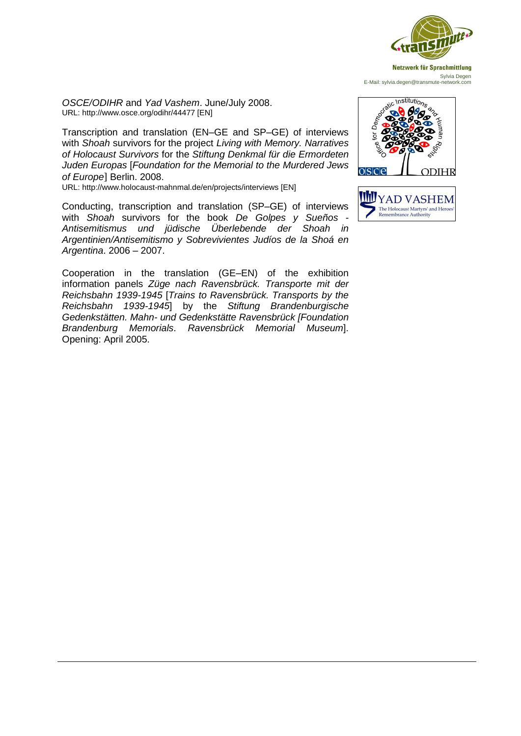*OSCE/ODIHR* and *Yad Vashem*. June/July 2008.
URL: http://www.osce.org/odihr/44477 [EN]

Transcription and translation (EN–GE and SP–GE) of interviews with *Shoah* survivors for the project *Living with Memory. Narratives of Holocaust Survivors* for the *Stiftung Denkmal für die Ermordeten Juden Europas* [*Foundation for the Memorial to the Murdered Jews of Europe*] Berlin. 2008.
URL: http://www.holocaust-mahnmal.de/en/projects/interviews [EN]

Conducting, transcription and translation (SP–GE) of interviews with *Shoah* survivors for the book *De Golpes y Sueños - Antisemitismus und jüdische Überlebende der Shoah in Argentinien/Antisemitismo y Sobrevivientes Judíos de la Shoá en Argentina*. 2006 – 2007.

Cooperation in the translation (GE–EN) of the exhibition information panels *Züge nach Ravensbrück. Transporte mit der Reichsbahn 1939-1945* [*Trains to Ravensbrück. Transports by the Reichsbahn 1939-1945*] by the *Stiftung Brandenburgische Gedenkstätten. Mahn- und Gedenkstätte Ravensbrück [Foundation Brandenburg Memorials*. *Ravensbrück Memorial Museum*]. Opening: April 2005.